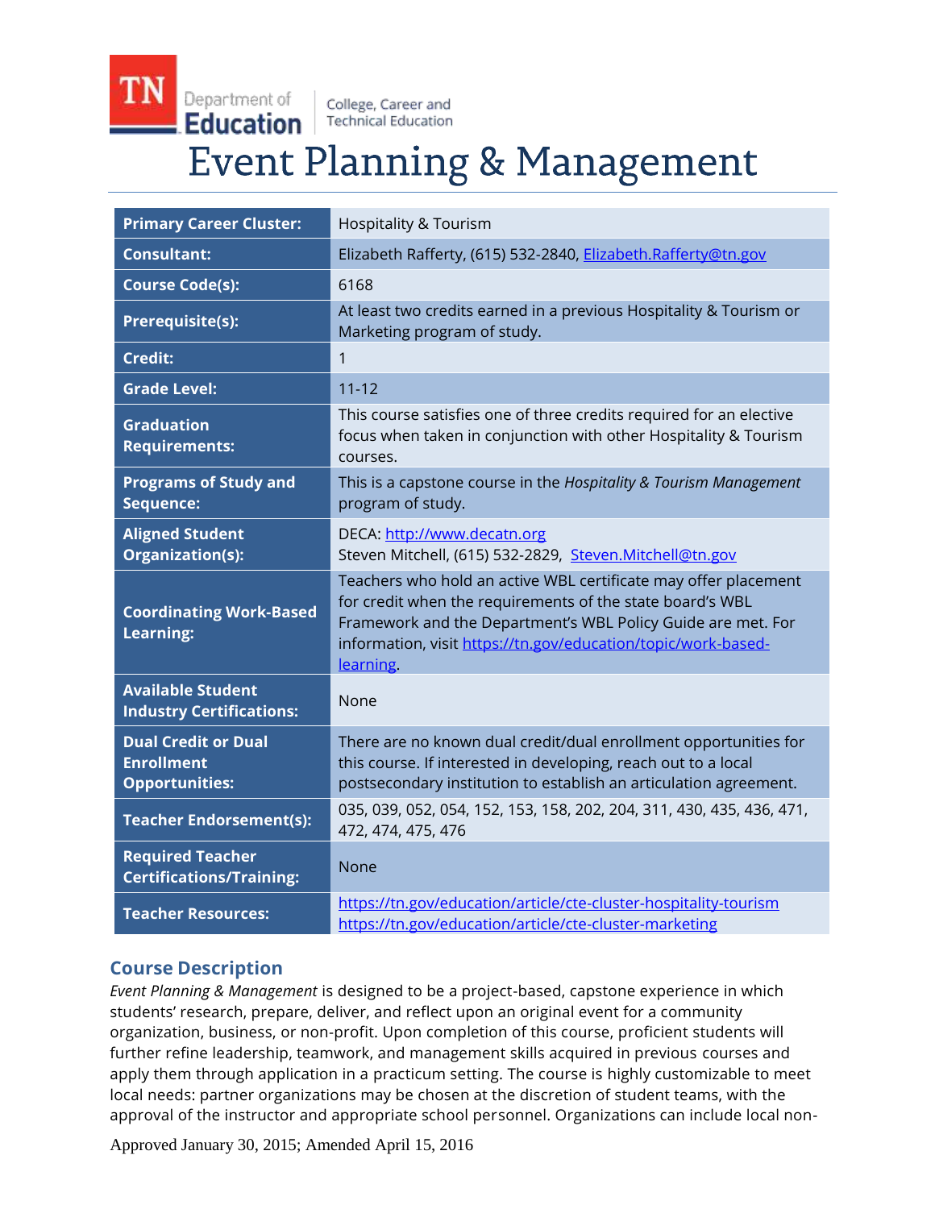TN Department of Education | College, Career and Technical Education

# Event Planning & Management

| | |
|---|---|
| **Primary Career Cluster:** | Hospitality & Tourism |
| **Consultant:** | Elizabeth Rafferty, (615) 532-2840, Elizabeth.Rafferty@tn.gov |
| **Course Code(s):** | 6168 |
| **Prerequisite(s):** | At least two credits earned in a previous Hospitality & Tourism or Marketing program of study. |
| **Credit:** | 1 |
| **Grade Level:** | 11-12 |
| **Graduation Requirements:** | This course satisfies one of three credits required for an elective focus when taken in conjunction with other Hospitality & Tourism courses. |
| **Programs of Study and Sequence:** | This is a capstone course in the *Hospitality & Tourism Management* program of study. |
| **Aligned Student Organization(s):** | DECA: http://www.decatn.org<br>Steven Mitchell, (615) 532-2829, Steven.Mitchell@tn.gov |
| **Coordinating Work-Based Learning:** | Teachers who hold an active WBL certificate may offer placement for credit when the requirements of the state board's WBL Framework and the Department's WBL Policy Guide are met. For information, visit https://tn.gov/education/topic/work-based-learning. |
| **Available Student Industry Certifications:** | None |
| **Dual Credit or Dual Enrollment Opportunities:** | There are no known dual credit/dual enrollment opportunities for this course. If interested in developing, reach out to a local postsecondary institution to establish an articulation agreement. |
| **Teacher Endorsement(s):** | 035, 039, 052, 054, 152, 153, 158, 202, 204, 311, 430, 435, 436, 471, 472, 474, 475, 476 |
| **Required Teacher Certifications/Training:** | None |
| **Teacher Resources:** | https://tn.gov/education/article/cte-cluster-hospitality-tourism<br>https://tn.gov/education/article/cte-cluster-marketing |

## Course Description

*Event Planning & Management* is designed to be a project-based, capstone experience in which students' research, prepare, deliver, and reflect upon an original event for a community organization, business, or non-profit. Upon completion of this course, proficient students will further refine leadership, teamwork, and management skills acquired in previous courses and apply them through application in a practicum setting. The course is highly customizable to meet local needs: partner organizations may be chosen at the discretion of student teams, with the approval of the instructor and appropriate school personnel. Organizations can include local non-

Approved January 30, 2015; Amended April 15, 2016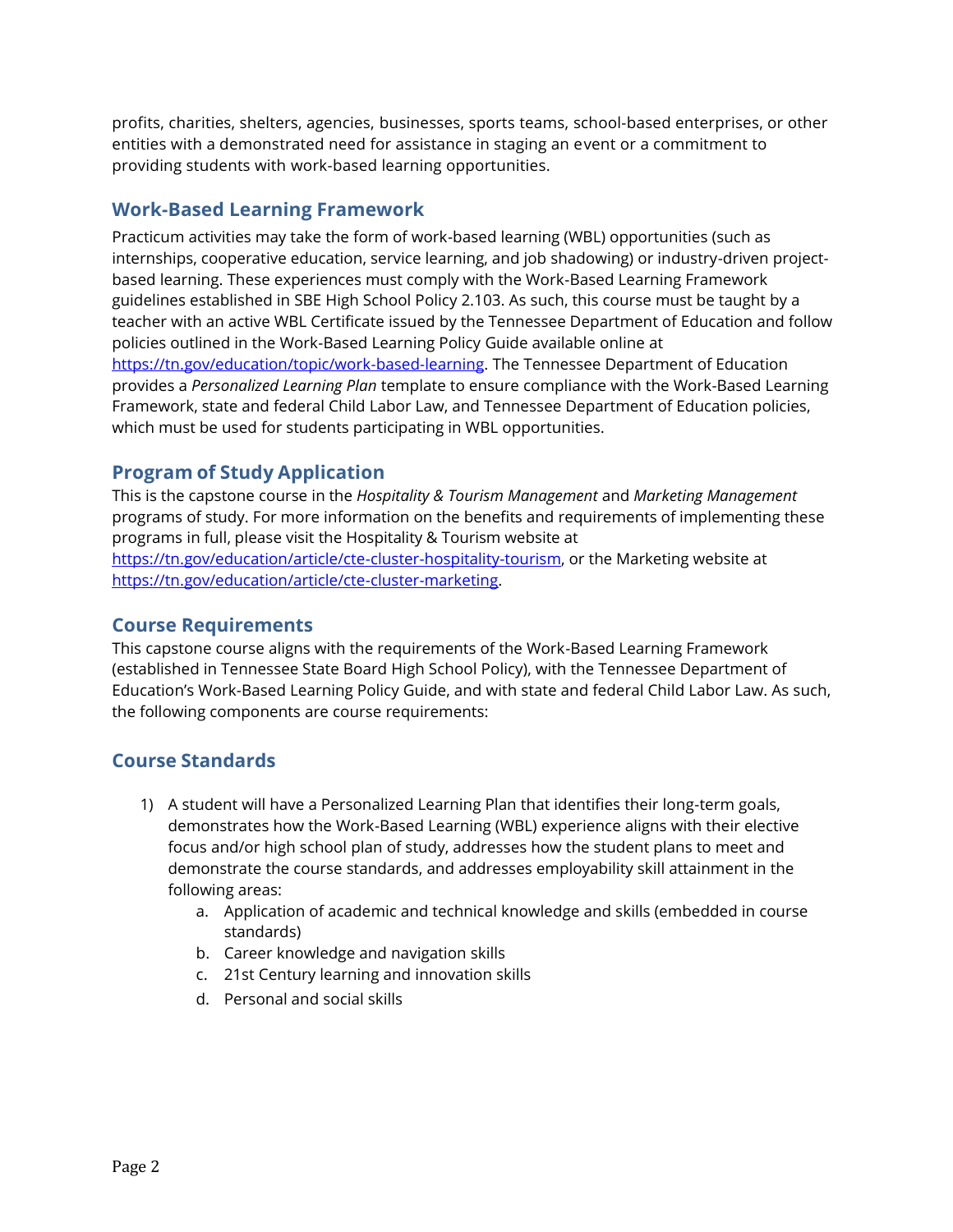profits, charities, shelters, agencies, businesses, sports teams, school-based enterprises, or other entities with a demonstrated need for assistance in staging an event or a commitment to providing students with work-based learning opportunities.

## Work-Based Learning Framework

Practicum activities may take the form of work-based learning (WBL) opportunities (such as internships, cooperative education, service learning, and job shadowing) or industry-driven project-based learning. These experiences must comply with the Work-Based Learning Framework guidelines established in SBE High School Policy 2.103. As such, this course must be taught by a teacher with an active WBL Certificate issued by the Tennessee Department of Education and follow policies outlined in the Work-Based Learning Policy Guide available online at https://tn.gov/education/topic/work-based-learning. The Tennessee Department of Education provides a *Personalized Learning Plan* template to ensure compliance with the Work-Based Learning Framework, state and federal Child Labor Law, and Tennessee Department of Education policies, which must be used for students participating in WBL opportunities.

## Program of Study Application

This is the capstone course in the *Hospitality & Tourism Management* and *Marketing Management* programs of study. For more information on the benefits and requirements of implementing these programs in full, please visit the Hospitality & Tourism website at https://tn.gov/education/article/cte-cluster-hospitality-tourism, or the Marketing website at https://tn.gov/education/article/cte-cluster-marketing.

## Course Requirements

This capstone course aligns with the requirements of the Work-Based Learning Framework (established in Tennessee State Board High School Policy), with the Tennessee Department of Education's Work-Based Learning Policy Guide, and with state and federal Child Labor Law. As such, the following components are course requirements:

## Course Standards

1) A student will have a Personalized Learning Plan that identifies their long-term goals, demonstrates how the Work-Based Learning (WBL) experience aligns with their elective focus and/or high school plan of study, addresses how the student plans to meet and demonstrate the course standards, and addresses employability skill attainment in the following areas:
    a. Application of academic and technical knowledge and skills (embedded in course standards)
    b. Career knowledge and navigation skills
    c. 21st Century learning and innovation skills
    d. Personal and social skills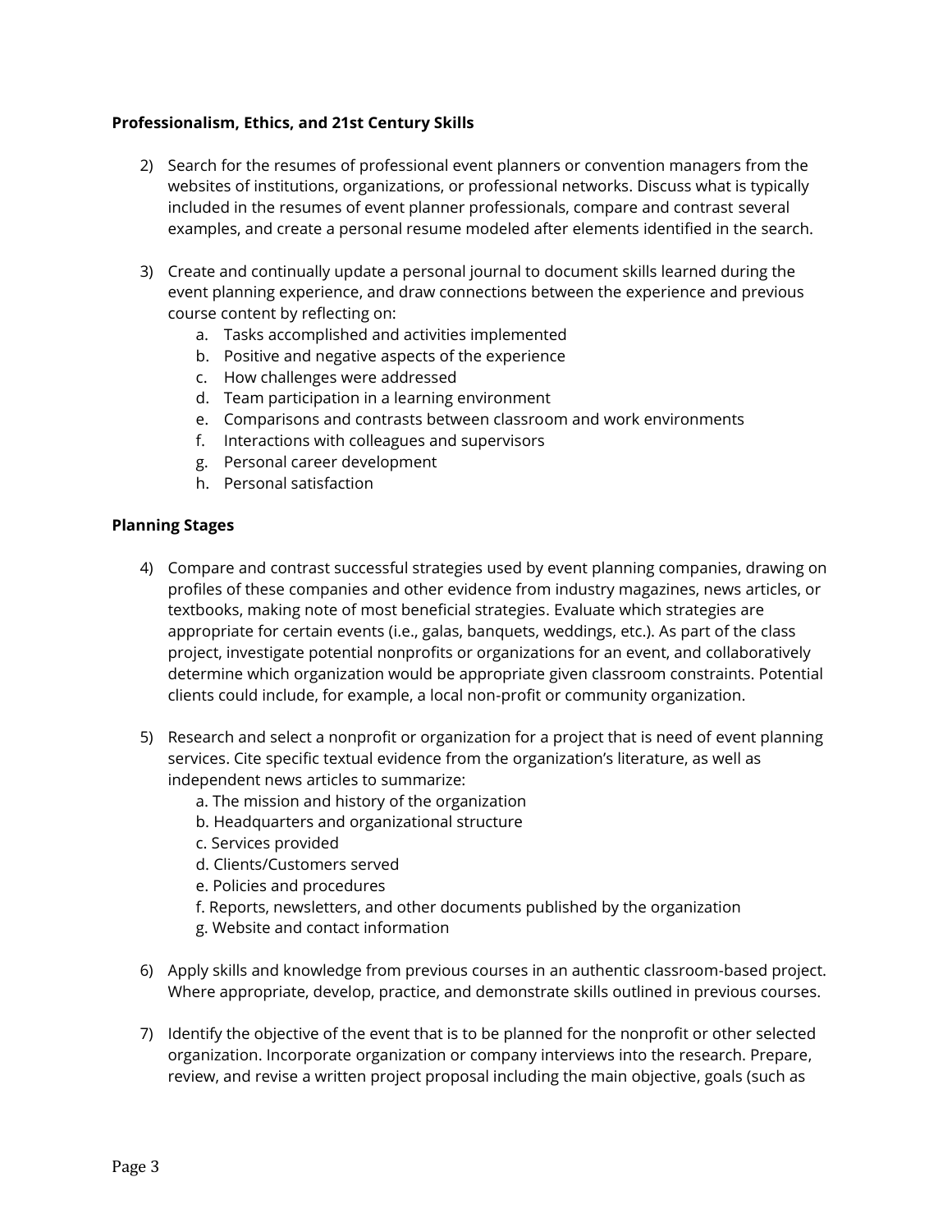**Professionalism, Ethics, and 21st Century Skills**

2) Search for the resumes of professional event planners or convention managers from the websites of institutions, organizations, or professional networks. Discuss what is typically included in the resumes of event planner professionals, compare and contrast several examples, and create a personal resume modeled after elements identified in the search.

3) Create and continually update a personal journal to document skills learned during the event planning experience, and draw connections between the experience and previous course content by reflecting on:
    a. Tasks accomplished and activities implemented
    b. Positive and negative aspects of the experience
    c. How challenges were addressed
    d. Team participation in a learning environment
    e. Comparisons and contrasts between classroom and work environments
    f. Interactions with colleagues and supervisors
    g. Personal career development
    h. Personal satisfaction

**Planning Stages**

4) Compare and contrast successful strategies used by event planning companies, drawing on profiles of these companies and other evidence from industry magazines, news articles, or textbooks, making note of most beneficial strategies. Evaluate which strategies are appropriate for certain events (i.e., galas, banquets, weddings, etc.). As part of the class project, investigate potential nonprofits or organizations for an event, and collaboratively determine which organization would be appropriate given classroom constraints. Potential clients could include, for example, a local non-profit or community organization.

5) Research and select a nonprofit or organization for a project that is need of event planning services. Cite specific textual evidence from the organization's literature, as well as independent news articles to summarize:
    a. The mission and history of the organization
    b. Headquarters and organizational structure
    c. Services provided
    d. Clients/Customers served
    e. Policies and procedures
    f. Reports, newsletters, and other documents published by the organization
    g. Website and contact information

6) Apply skills and knowledge from previous courses in an authentic classroom-based project. Where appropriate, develop, practice, and demonstrate skills outlined in previous courses.

7) Identify the objective of the event that is to be planned for the nonprofit or other selected organization. Incorporate organization or company interviews into the research. Prepare, review, and revise a written project proposal including the main objective, goals (such as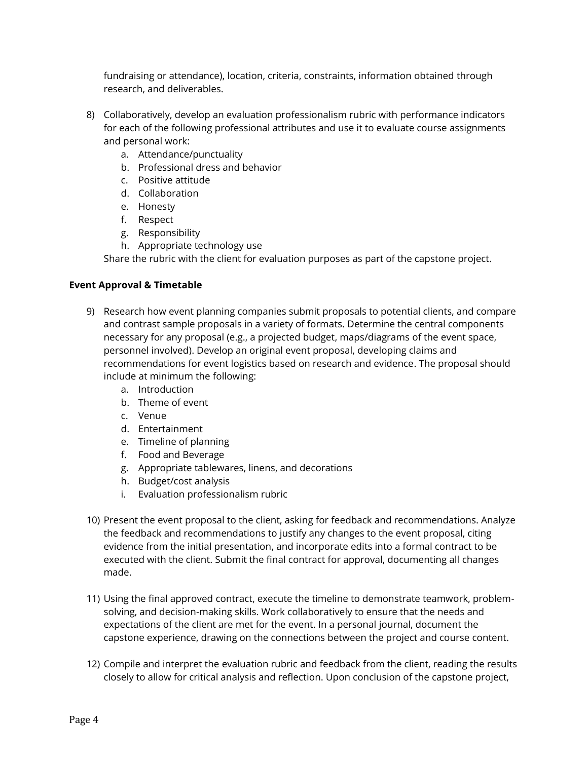fundraising or attendance), location, criteria, constraints, information obtained through research, and deliverables.

8) Collaboratively, develop an evaluation professionalism rubric with performance indicators for each of the following professional attributes and use it to evaluate course assignments and personal work:
    a. Attendance/punctuality
    b. Professional dress and behavior
    c. Positive attitude
    d. Collaboration
    e. Honesty
    f. Respect
    g. Responsibility
    h. Appropriate technology use

    Share the rubric with the client for evaluation purposes as part of the capstone project.

**Event Approval & Timetable**

9) Research how event planning companies submit proposals to potential clients, and compare and contrast sample proposals in a variety of formats. Determine the central components necessary for any proposal (e.g., a projected budget, maps/diagrams of the event space, personnel involved). Develop an original event proposal, developing claims and recommendations for event logistics based on research and evidence. The proposal should include at minimum the following:
    a. Introduction
    b. Theme of event
    c. Venue
    d. Entertainment
    e. Timeline of planning
    f. Food and Beverage
    g. Appropriate tablewares, linens, and decorations
    h. Budget/cost analysis
    i. Evaluation professionalism rubric

10) Present the event proposal to the client, asking for feedback and recommendations. Analyze the feedback and recommendations to justify any changes to the event proposal, citing evidence from the initial presentation, and incorporate edits into a formal contract to be executed with the client. Submit the final contract for approval, documenting all changes made.

11) Using the final approved contract, execute the timeline to demonstrate teamwork, problem-solving, and decision-making skills. Work collaboratively to ensure that the needs and expectations of the client are met for the event. In a personal journal, document the capstone experience, drawing on the connections between the project and course content.

12) Compile and interpret the evaluation rubric and feedback from the client, reading the results closely to allow for critical analysis and reflection. Upon conclusion of the capstone project,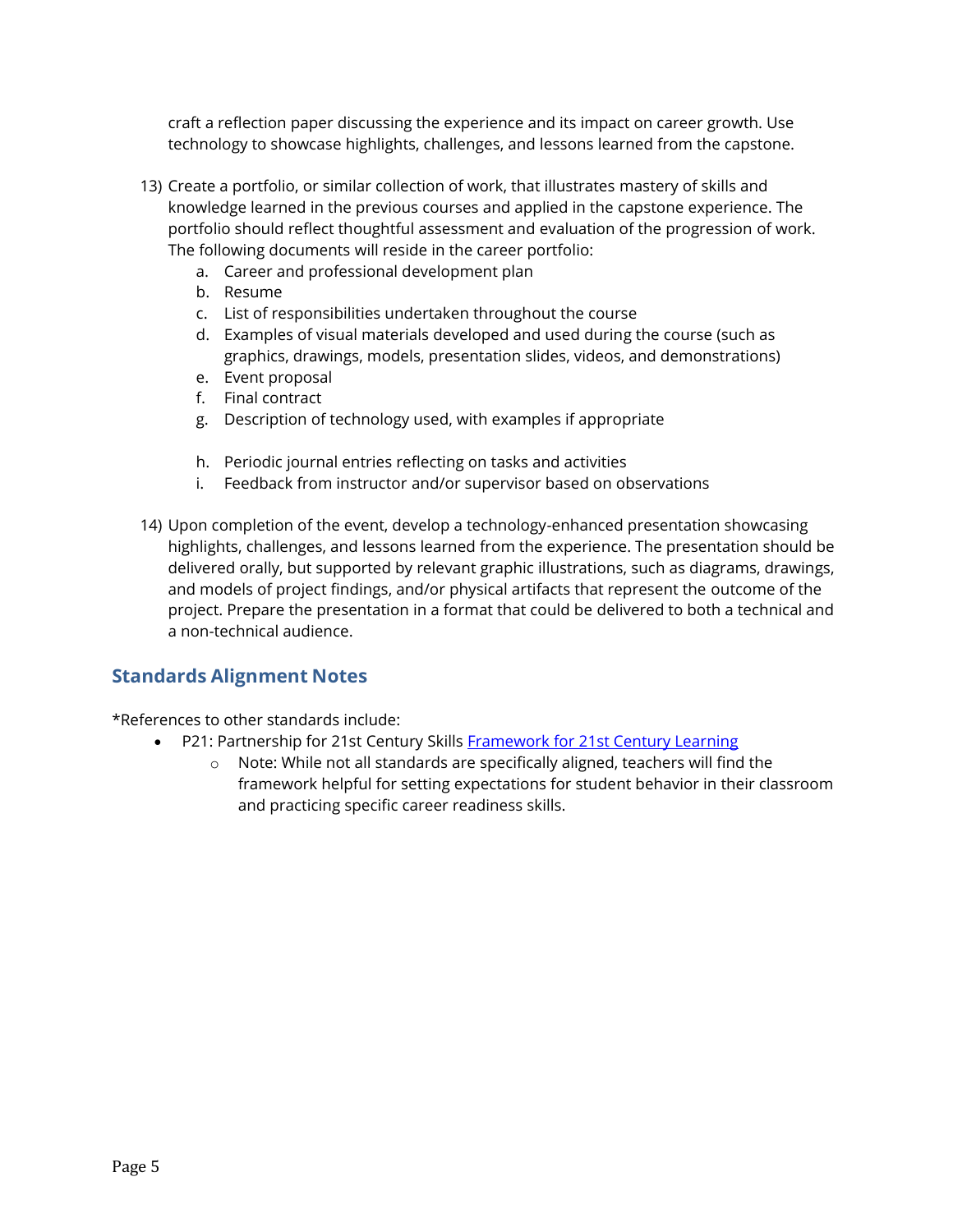craft a reflection paper discussing the experience and its impact on career growth. Use technology to showcase highlights, challenges, and lessons learned from the capstone.

13) Create a portfolio, or similar collection of work, that illustrates mastery of skills and knowledge learned in the previous courses and applied in the capstone experience. The portfolio should reflect thoughtful assessment and evaluation of the progression of work. The following documents will reside in the career portfolio:
    a. Career and professional development plan
    b. Resume
    c. List of responsibilities undertaken throughout the course
    d. Examples of visual materials developed and used during the course (such as graphics, drawings, models, presentation slides, videos, and demonstrations)
    e. Event proposal
    f. Final contract
    g. Description of technology used, with examples if appropriate
    h. Periodic journal entries reflecting on tasks and activities
    i. Feedback from instructor and/or supervisor based on observations

14) Upon completion of the event, develop a technology-enhanced presentation showcasing highlights, challenges, and lessons learned from the experience. The presentation should be delivered orally, but supported by relevant graphic illustrations, such as diagrams, drawings, and models of project findings, and/or physical artifacts that represent the outcome of the project. Prepare the presentation in a format that could be delivered to both a technical and a non-technical audience.

## Standards Alignment Notes

*References to other standards include:

- P21: Partnership for 21st Century Skills [Framework for 21st Century Learning]
    - Note: While not all standards are specifically aligned, teachers will find the framework helpful for setting expectations for student behavior in their classroom and practicing specific career readiness skills.